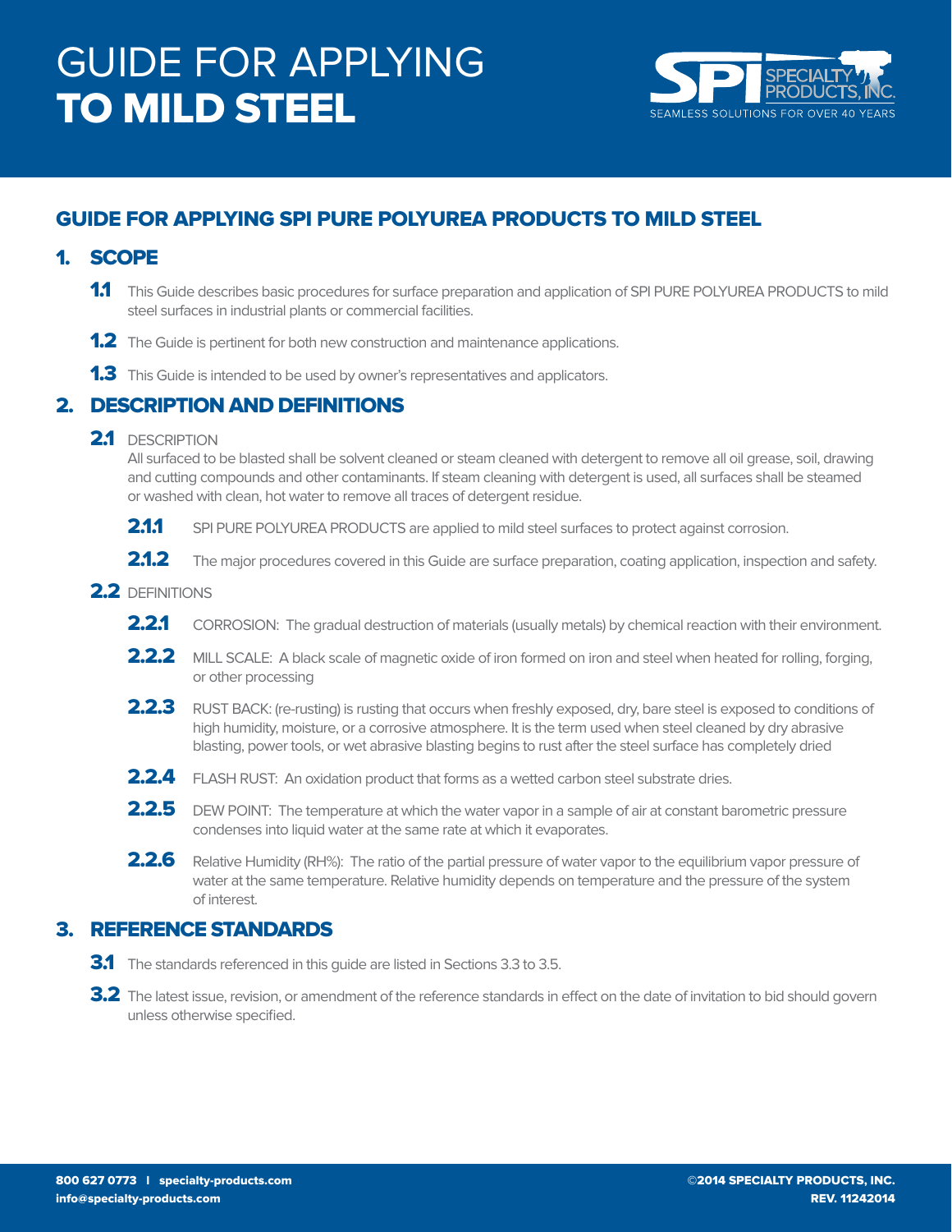# GUIDE FOR APPLYING **TO MILD STEEL**

## GUIDE FOR APPLYING SPI PURE POLYUREA PRODUCTS TO MILD STEEL

### 1. SCOPE

**1.1** This Guide describes basic procedures for surface preparation and application of SPI PURE POLYUREA PRODUCTS to mild steel surfaces in industrial plants or commercial facilities.

**1.2** The Guide is pertinent for both new construction and maintenance applications.

**1.3** This Guide is intended to be used by owner's representatives and applicators.

### 2. DESCRIPTION AND DEFINITIONS

**2.1** DESCRIPTION
All surfaced to be blasted shall be solvent cleaned or steam cleaned with detergent to remove all oil grease, soil, drawing and cutting compounds and other contaminants. If steam cleaning with detergent is used, all surfaces shall be steamed or washed with clean, hot water to remove all traces of detergent residue.

**2.1.1** SPI PURE POLYUREA PRODUCTS are applied to mild steel surfaces to protect against corrosion.

**2.1.2** The major procedures covered in this Guide are surface preparation, coating application, inspection and safety.

**2.2** DEFINITIONS

**2.2.1** CORROSION: The gradual destruction of materials (usually metals) by chemical reaction with their environment.

**2.2.2** MILL SCALE: A black scale of magnetic oxide of iron formed on iron and steel when heated for rolling, forging, or other processing

**2.2.3** RUST BACK: (re-rusting) is rusting that occurs when freshly exposed, dry, bare steel is exposed to conditions of high humidity, moisture, or a corrosive atmosphere. It is the term used when steel cleaned by dry abrasive blasting, power tools, or wet abrasive blasting begins to rust after the steel surface has completely dried

**2.2.4** FLASH RUST: An oxidation product that forms as a wetted carbon steel substrate dries.

**2.2.5** DEW POINT: The temperature at which the water vapor in a sample of air at constant barometric pressure condenses into liquid water at the same rate at which it evaporates.

**2.2.6** Relative Humidity (RH%): The ratio of the partial pressure of water vapor to the equilibrium vapor pressure of water at the same temperature. Relative humidity depends on temperature and the pressure of the system of interest.

### 3. REFERENCE STANDARDS

**3.1** The standards referenced in this guide are listed in Sections 3.3 to 3.5.

**3.2** The latest issue, revision, or amendment of the reference standards in effect on the date of invitation to bid should govern unless otherwise specified.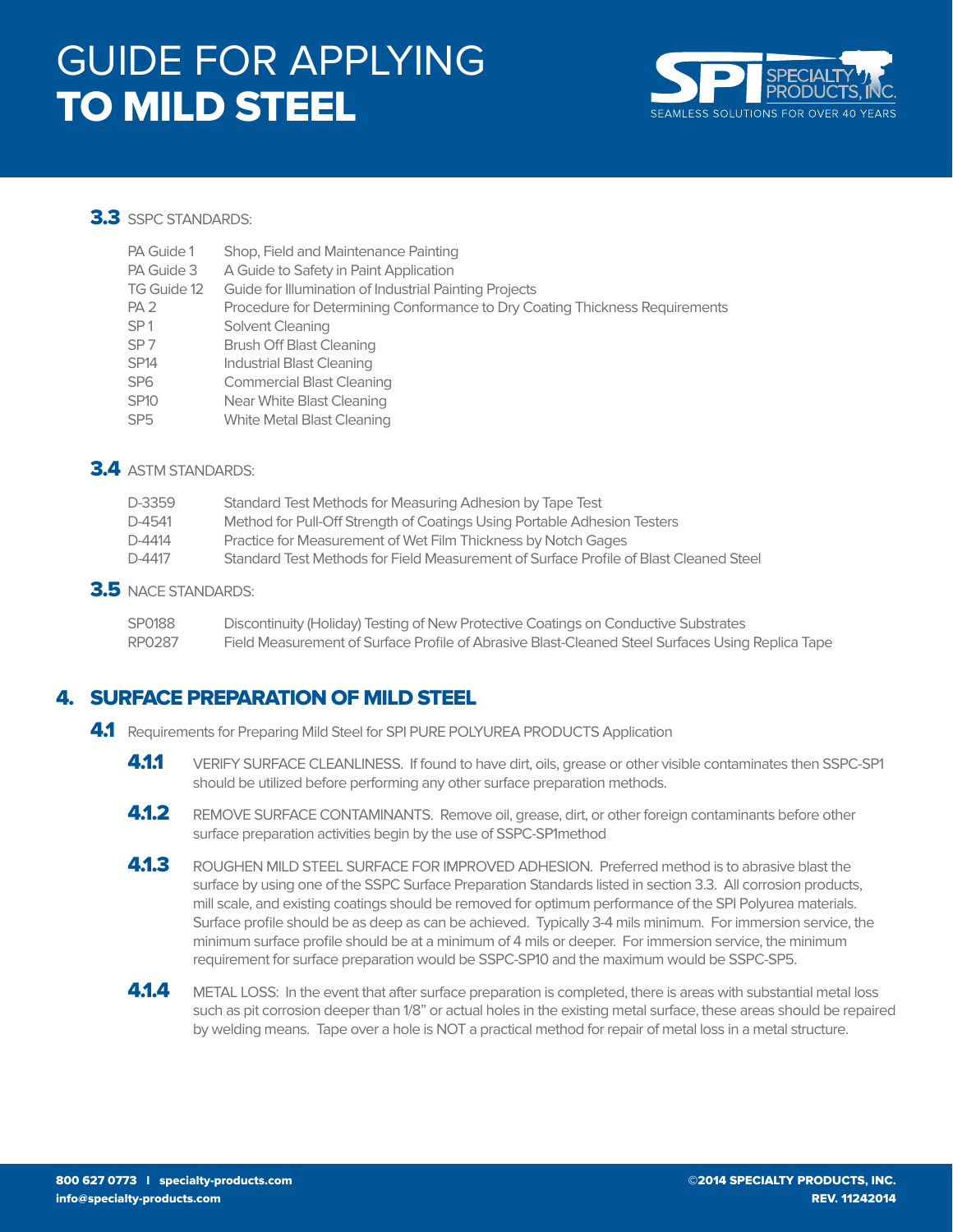### 3.3 SSPC STANDARDS:

| | |
|---|---|
| PA Guide 1 | Shop, Field and Maintenance Painting |
| PA Guide 3 | A Guide to Safety in Paint Application |
| TG Guide 12 | Guide for Illumination of Industrial Painting Projects |
| PA 2 | Procedure for Determining Conformance to Dry Coating Thickness Requirements |
| SP 1 | Solvent Cleaning |
| SP 7 | Brush Off Blast Cleaning |
| SP14 | Industrial Blast Cleaning |
| SP6 | Commercial Blast Cleaning |
| SP10 | Near White Blast Cleaning |
| SP5 | White Metal Blast Cleaning |

### 3.4 ASTM STANDARDS:

| | |
|---|---|
| D-3359 | Standard Test Methods for Measuring Adhesion by Tape Test |
| D-4541 | Method for Pull-Off Strength of Coatings Using Portable Adhesion Testers |
| D-4414 | Practice for Measurement of Wet Film Thickness by Notch Gages |
| D-4417 | Standard Test Methods for Field Measurement of Surface Profile of Blast Cleaned Steel |

### 3.5 NACE STANDARDS:

| | |
|---|---|
| SP0188 | Discontinuity (Holiday) Testing of New Protective Coatings on Conductive Substrates |
| RP0287 | Field Measurement of Surface Profile of Abrasive Blast-Cleaned Steel Surfaces Using Replica Tape |

## 4. SURFACE PREPARATION OF MILD STEEL

**4.1** Requirements for Preparing Mild Steel for SPI PURE POLYUREA PRODUCTS Application

**4.1.1** VERIFY SURFACE CLEANLINESS. If found to have dirt, oils, grease or other visible contaminates then SSPC-SP1 should be utilized before performing any other surface preparation methods.

**4.1.2** REMOVE SURFACE CONTAMINANTS. Remove oil, grease, dirt, or other foreign contaminants before other surface preparation activities begin by the use of SSPC-SP1method

**4.1.3** ROUGHEN MILD STEEL SURFACE FOR IMPROVED ADHESION. Preferred method is to abrasive blast the surface by using one of the SSPC Surface Preparation Standards listed in section 3.3. All corrosion products, mill scale, and existing coatings should be removed for optimum performance of the SPI Polyurea materials. Surface profile should be as deep as can be achieved. Typically 3-4 mils minimum. For immersion service, the minimum surface profile should be at a minimum of 4 mils or deeper. For immersion service, the minimum requirement for surface preparation would be SSPC-SP10 and the maximum would be SSPC-SP5.

**4.1.4** METAL LOSS: In the event that after surface preparation is completed, there is areas with substantial metal loss such as pit corrosion deeper than 1/8" or actual holes in the existing metal surface, these areas should be repaired by welding means. Tape over a hole is NOT a practical method for repair of metal loss in a metal structure.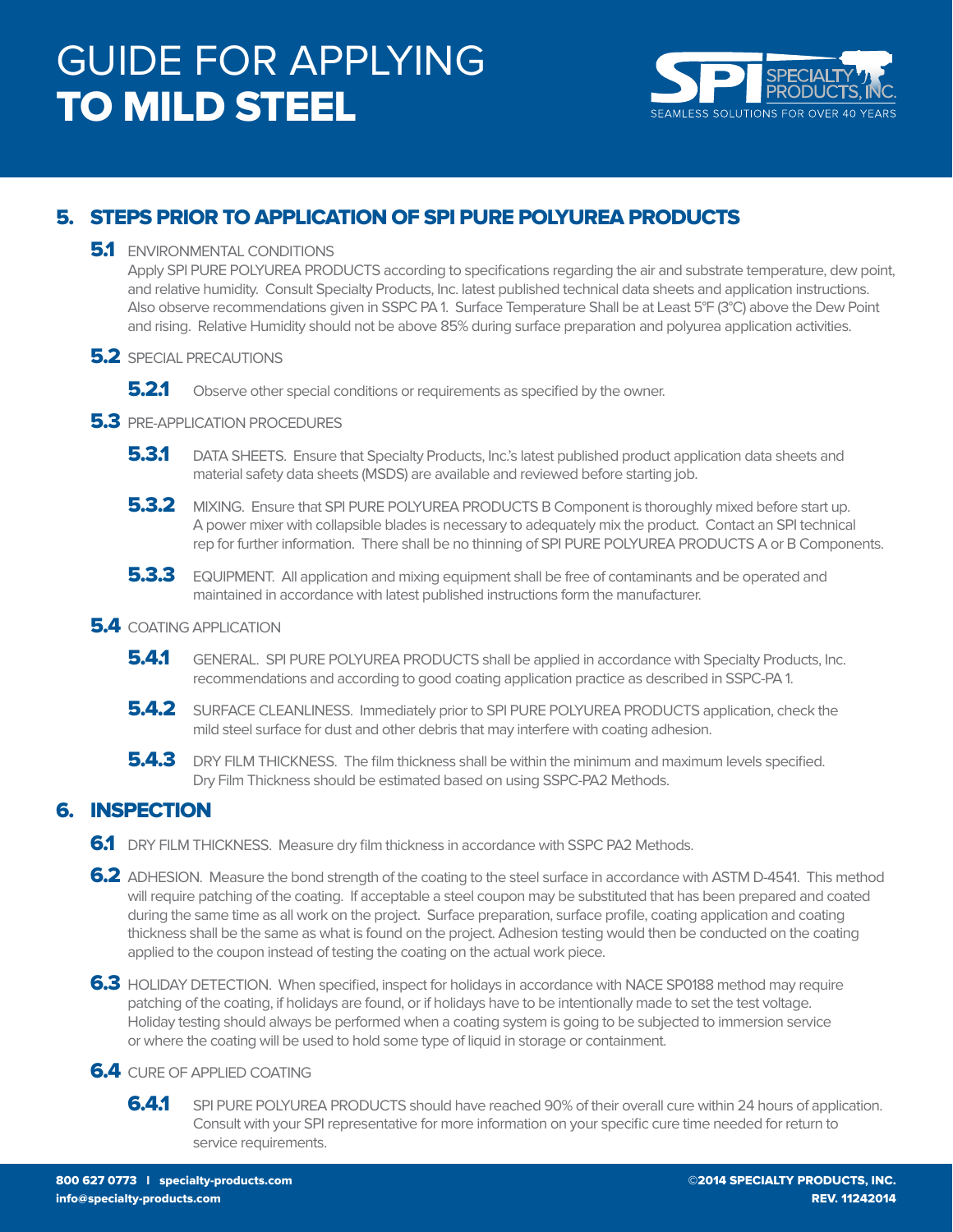# GUIDE FOR APPLYING **TO MILD STEEL**

## 5. STEPS PRIOR TO APPLICATION OF SPI PURE POLYUREA PRODUCTS

**5.1** ENVIRONMENTAL CONDITIONS

Apply SPI PURE POLYUREA PRODUCTS according to specifications regarding the air and substrate temperature, dew point, and relative humidity. Consult Specialty Products, Inc. latest published technical data sheets and application instructions. Also observe recommendations given in SSPC PA 1. Surface Temperature Shall be at Least 5°F (3°C) above the Dew Point and rising. Relative Humidity should not be above 85% during surface preparation and polyurea application activities.

**5.2** SPECIAL PRECAUTIONS

**5.2.1** Observe other special conditions or requirements as specified by the owner.

**5.3** PRE-APPLICATION PROCEDURES

**5.3.1** DATA SHEETS. Ensure that Specialty Products, Inc.'s latest published product application data sheets and material safety data sheets (MSDS) are available and reviewed before starting job.

**5.3.2** MIXING. Ensure that SPI PURE POLYUREA PRODUCTS B Component is thoroughly mixed before start up. A power mixer with collapsible blades is necessary to adequately mix the product. Contact an SPI technical rep for further information. There shall be no thinning of SPI PURE POLYUREA PRODUCTS A or B Components.

**5.3.3** EQUIPMENT. All application and mixing equipment shall be free of contaminants and be operated and maintained in accordance with latest published instructions form the manufacturer.

**5.4** COATING APPLICATION

**5.4.1** GENERAL. SPI PURE POLYUREA PRODUCTS shall be applied in accordance with Specialty Products, Inc. recommendations and according to good coating application practice as described in SSPC-PA 1.

**5.4.2** SURFACE CLEANLINESS. Immediately prior to SPI PURE POLYUREA PRODUCTS application, check the mild steel surface for dust and other debris that may interfere with coating adhesion.

**5.4.3** DRY FILM THICKNESS. The film thickness shall be within the minimum and maximum levels specified. Dry Film Thickness should be estimated based on using SSPC-PA2 Methods.

## 6. INSPECTION

**6.1** DRY FILM THICKNESS. Measure dry film thickness in accordance with SSPC PA2 Methods.

**6.2** ADHESION. Measure the bond strength of the coating to the steel surface in accordance with ASTM D-4541. This method will require patching of the coating. If acceptable a steel coupon may be substituted that has been prepared and coated during the same time as all work on the project. Surface preparation, surface profile, coating application and coating thickness shall be the same as what is found on the project. Adhesion testing would then be conducted on the coating applied to the coupon instead of testing the coating on the actual work piece.

**6.3** HOLIDAY DETECTION. When specified, inspect for holidays in accordance with NACE SP0188 method may require patching of the coating, if holidays are found, or if holidays have to be intentionally made to set the test voltage. Holiday testing should always be performed when a coating system is going to be subjected to immersion service or where the coating will be used to hold some type of liquid in storage or containment.

**6.4** CURE OF APPLIED COATING

**6.4.1** SPI PURE POLYUREA PRODUCTS should have reached 90% of their overall cure within 24 hours of application. Consult with your SPI representative for more information on your specific cure time needed for return to service requirements.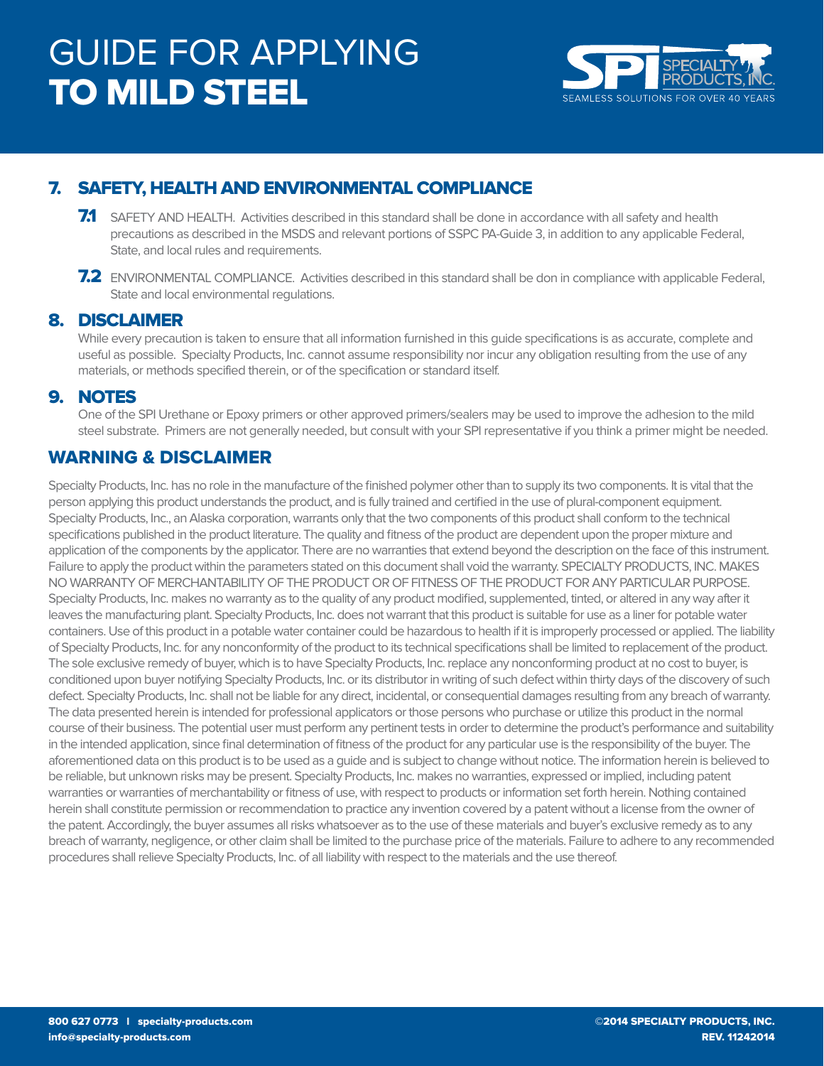## 7. SAFETY, HEALTH AND ENVIRONMENTAL COMPLIANCE

**7.1** SAFETY AND HEALTH. Activities described in this standard shall be done in accordance with all safety and health precautions as described in the MSDS and relevant portions of SSPC PA-Guide 3, in addition to any applicable Federal, State, and local rules and requirements.

**7.2** ENVIRONMENTAL COMPLIANCE. Activities described in this standard shall be don in compliance with applicable Federal, State and local environmental regulations.

## 8. DISCLAIMER

While every precaution is taken to ensure that all information furnished in this guide specifications is as accurate, complete and useful as possible. Specialty Products, Inc. cannot assume responsibility nor incur any obligation resulting from the use of any materials, or methods specified therein, or of the specification or standard itself.

## 9. NOTES

One of the SPI Urethane or Epoxy primers or other approved primers/sealers may be used to improve the adhesion to the mild steel substrate. Primers are not generally needed, but consult with your SPI representative if you think a primer might be needed.

## WARNING & DISCLAIMER

Specialty Products, Inc. has no role in the manufacture of the finished polymer other than to supply its two components. It is vital that the person applying this product understands the product, and is fully trained and certified in the use of plural-component equipment. Specialty Products, Inc., an Alaska corporation, warrants only that the two components of this product shall conform to the technical specifications published in the product literature. The quality and fitness of the product are dependent upon the proper mixture and application of the components by the applicator. There are no warranties that extend beyond the description on the face of this instrument. Failure to apply the product within the parameters stated on this document shall void the warranty. SPECIALTY PRODUCTS, INC. MAKES NO WARRANTY OF MERCHANTABILITY OF THE PRODUCT OR OF FITNESS OF THE PRODUCT FOR ANY PARTICULAR PURPOSE. Specialty Products, Inc. makes no warranty as to the quality of any product modified, supplemented, tinted, or altered in any way after it leaves the manufacturing plant. Specialty Products, Inc. does not warrant that this product is suitable for use as a liner for potable water containers. Use of this product in a potable water container could be hazardous to health if it is improperly processed or applied. The liability of Specialty Products, Inc. for any nonconformity of the product to its technical specifications shall be limited to replacement of the product. The sole exclusive remedy of buyer, which is to have Specialty Products, Inc. replace any nonconforming product at no cost to buyer, is conditioned upon buyer notifying Specialty Products, Inc. or its distributor in writing of such defect within thirty days of the discovery of such defect. Specialty Products, Inc. shall not be liable for any direct, incidental, or consequential damages resulting from any breach of warranty. The data presented herein is intended for professional applicators or those persons who purchase or utilize this product in the normal course of their business. The potential user must perform any pertinent tests in order to determine the product's performance and suitability in the intended application, since final determination of fitness of the product for any particular use is the responsibility of the buyer. The aforementioned data on this product is to be used as a guide and is subject to change without notice. The information herein is believed to be reliable, but unknown risks may be present. Specialty Products, Inc. makes no warranties, expressed or implied, including patent warranties or warranties of merchantability or fitness of use, with respect to products or information set forth herein. Nothing contained herein shall constitute permission or recommendation to practice any invention covered by a patent without a license from the owner of the patent. Accordingly, the buyer assumes all risks whatsoever as to the use of these materials and buyer's exclusive remedy as to any breach of warranty, negligence, or other claim shall be limited to the purchase price of the materials. Failure to adhere to any recommended procedures shall relieve Specialty Products, Inc. of all liability with respect to the materials and the use thereof.